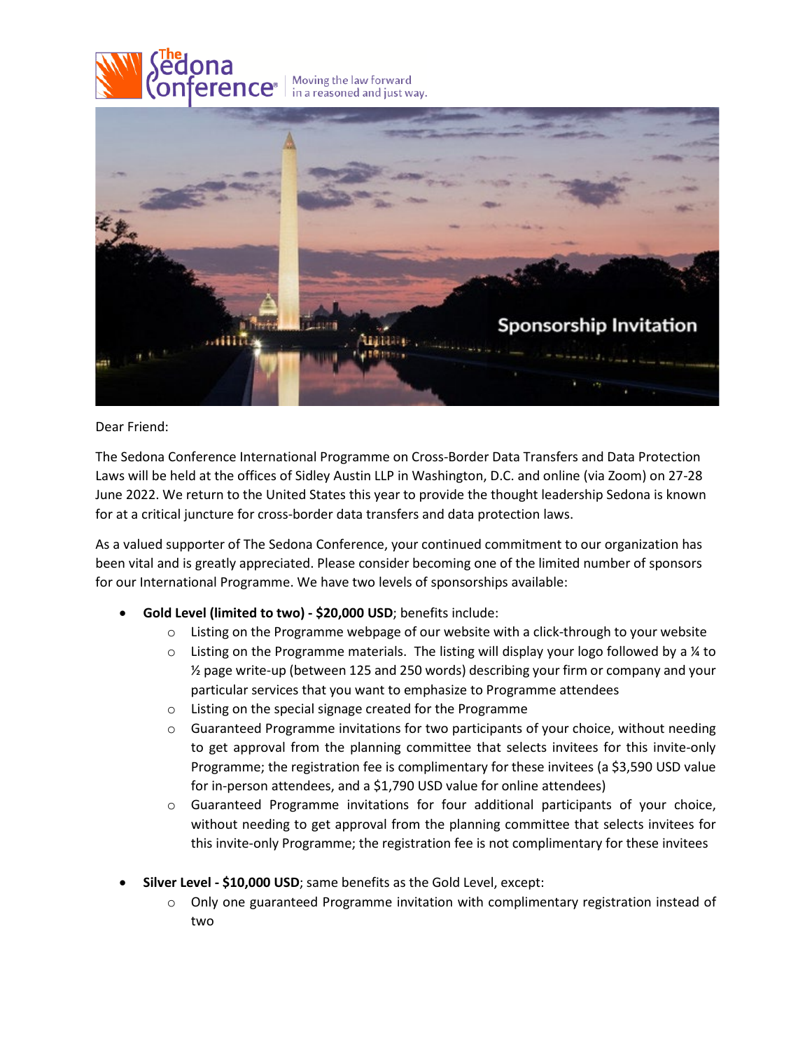The Sedona Conference — Moving the law forward in a reasoned and just way.

# Sponsorship Invitation

Dear Friend:

The Sedona Conference International Programme on Cross-Border Data Transfers and Data Protection Laws will be held at the offices of Sidley Austin LLP in Washington, D.C. and online (via Zoom) on 27-28 June 2022. We return to the United States this year to provide the thought leadership Sedona is known for at a critical juncture for cross-border data transfers and data protection laws.

As a valued supporter of The Sedona Conference, your continued commitment to our organization has been vital and is greatly appreciated. Please consider becoming one of the limited number of sponsors for our International Programme. We have two levels of sponsorships available:

- **Gold Level (limited to two) - $20,000 USD**; benefits include:
  - Listing on the Programme webpage of our website with a click-through to your website
  - Listing on the Programme materials. The listing will display your logo followed by a ¼ to ½ page write-up (between 125 and 250 words) describing your firm or company and your particular services that you want to emphasize to Programme attendees
  - Listing on the special signage created for the Programme
  - Guaranteed Programme invitations for two participants of your choice, without needing to get approval from the planning committee that selects invitees for this invite-only Programme; the registration fee is complimentary for these invitees (a $3,590 USD value for in-person attendees, and a $1,790 USD value for online attendees)
  - Guaranteed Programme invitations for four additional participants of your choice, without needing to get approval from the planning committee that selects invitees for this invite-only Programme; the registration fee is not complimentary for these invitees

- **Silver Level - $10,000 USD**; same benefits as the Gold Level, except:
  - Only one guaranteed Programme invitation with complimentary registration instead of two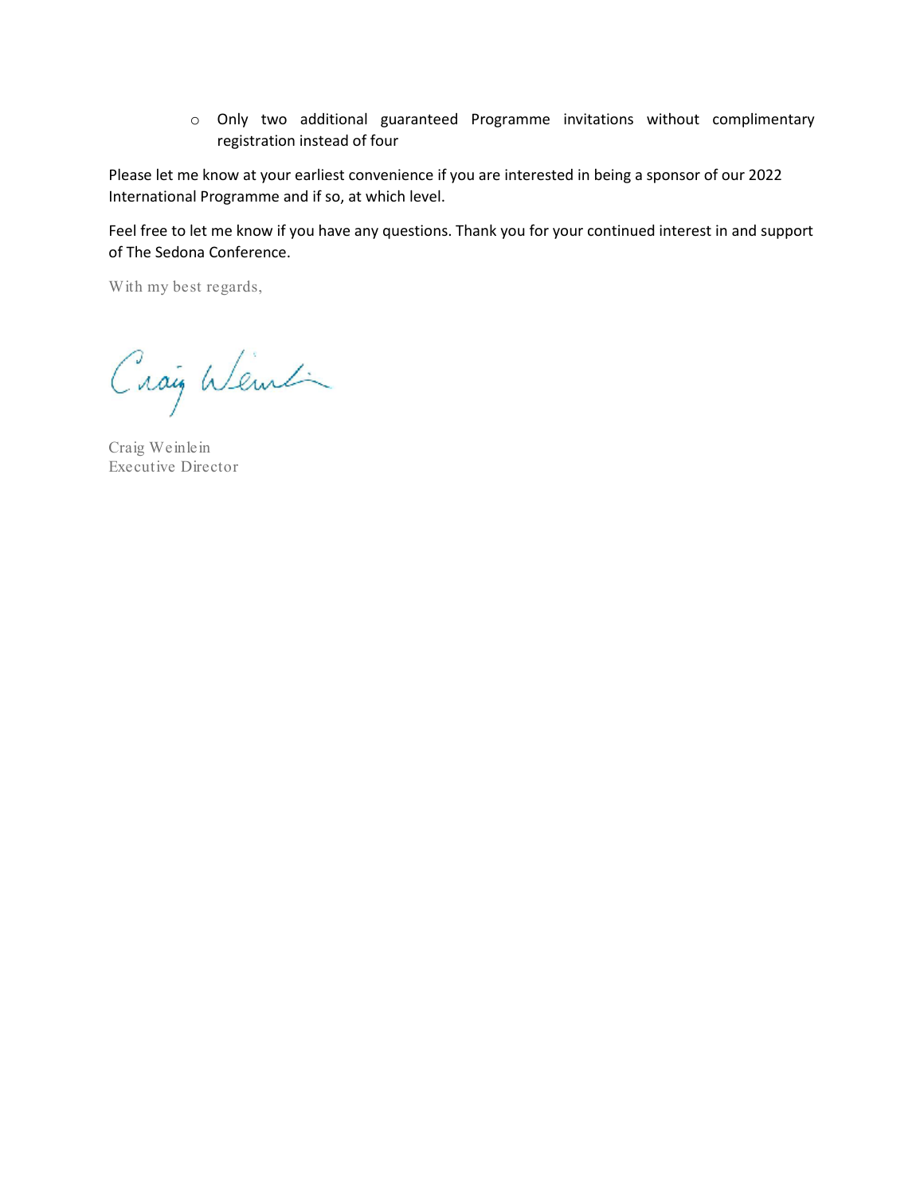- Only two additional guaranteed Programme invitations without complimentary registration instead of four

Please let me know at your earliest convenience if you are interested in being a sponsor of our 2022 International Programme and if so, at which level.

Feel free to let me know if you have any questions. Thank you for your continued interest in and support of The Sedona Conference.

With my best regards,

Craig Weinlein
Executive Director